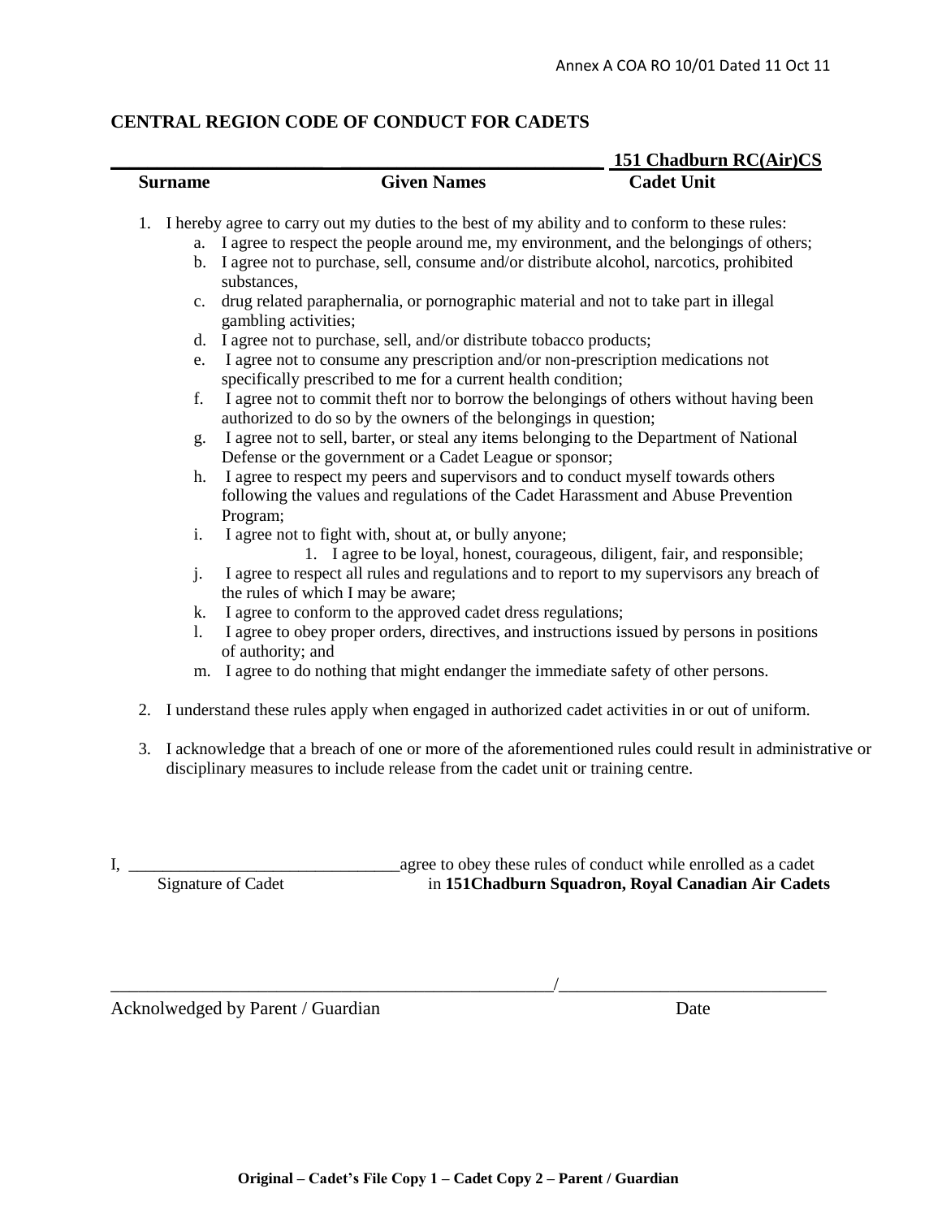Annex A COA RO 10/01 Dated 11 Oct 11

## CENTRAL REGION CODE OF CONDUCT FOR CADETS

| Surname | Given Names | Cadet Unit |
|---|---|---|
| | | **151 Chadburn RC(Air)CS** |

1. I hereby agree to carry out my duties to the best of my ability and to conform to these rules:
   a. I agree to respect the people around me, my environment, and the belongings of others;
   b. I agree not to purchase, sell, consume and/or distribute alcohol, narcotics, prohibited substances,
   c. drug related paraphernalia, or pornographic material and not to take part in illegal gambling activities;
   d. I agree not to purchase, sell, and/or distribute tobacco products;
   e. I agree not to consume any prescription and/or non-prescription medications not specifically prescribed to me for a current health condition;
   f. I agree not to commit theft nor to borrow the belongings of others without having been authorized to do so by the owners of the belongings in question;
   g. I agree not to sell, barter, or steal any items belonging to the Department of National Defense or the government or a Cadet League or sponsor;
   h. I agree to respect my peers and supervisors and to conduct myself towards others following the values and regulations of the Cadet Harassment and Abuse Prevention Program;
   i. I agree not to fight with, shout at, or bully anyone;
      1. I agree to be loyal, honest, courageous, diligent, fair, and responsible;
   j. I agree to respect all rules and regulations and to report to my supervisors any breach of the rules of which I may be aware;
   k. I agree to conform to the approved cadet dress regulations;
   l. I agree to obey proper orders, directives, and instructions issued by persons in positions of authority; and
   m. I agree to do nothing that might endanger the immediate safety of other persons.

2. I understand these rules apply when engaged in authorized cadet activities in or out of uniform.

3. I acknowledge that a breach of one or more of the aforementioned rules could result in administrative or disciplinary measures to include release from the cadet unit or training centre.

I, _______________________________ agree to obey these rules of conduct while enrolled as a cadet
Signature of Cadet in **151Chadburn Squadron, Royal Canadian Air Cadets**

__________________________________________________/______________________________
Acknolwedged by Parent / Guardian Date

**Original – Cadet's File Copy 1 – Cadet Copy 2 – Parent / Guardian**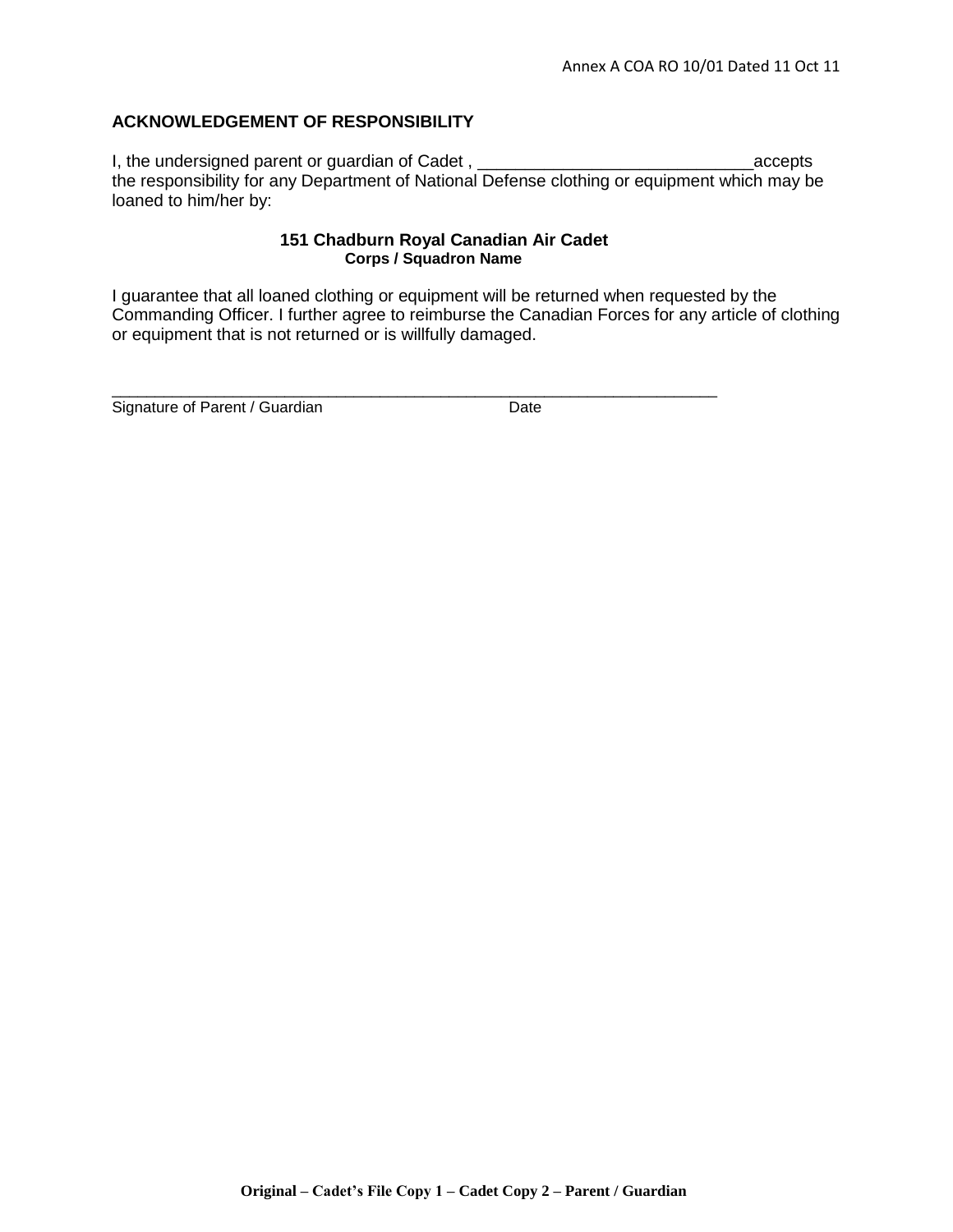Annex A COA RO 10/01 Dated 11 Oct 11

## ACKNOWLEDGEMENT OF RESPONSIBILITY

I, the undersigned parent or guardian of Cadet , _____________________________accepts the responsibility for any Department of National Defense clothing or equipment which may be loaned to him/her by:

**151 Chadburn Royal Canadian Air Cadet**
**Corps / Squadron Name**

I guarantee that all loaned clothing or equipment will be returned when requested by the Commanding Officer. I further agree to reimburse the Canadian Forces for any article of clothing or equipment that is not returned or is willfully damaged.

_______________________________________________________________________
Signature of Parent / Guardian                    Date

**Original – Cadet's File Copy 1 – Cadet Copy 2 – Parent / Guardian**